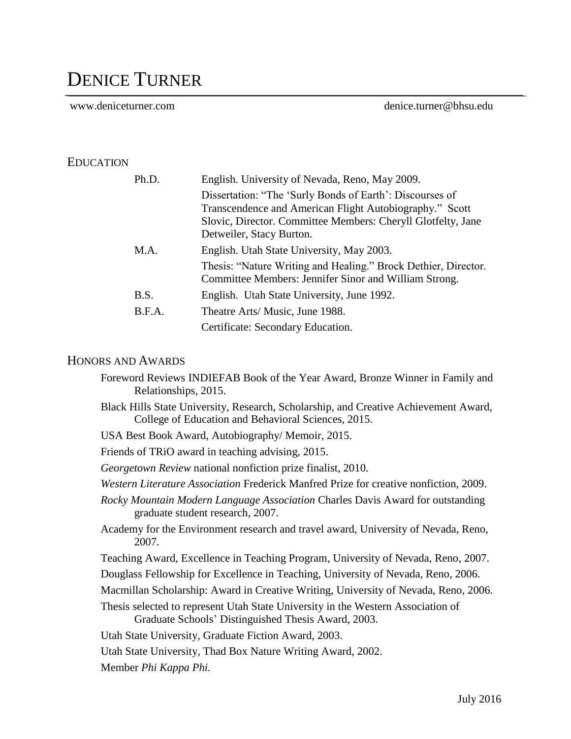# DENICE TURNER

www.deniceturner.com denice.turner@bhsu.edu

## EDUCATION

Ph.D. English. University of Nevada, Reno, May 2009.
Dissertation: "The 'Surly Bonds of Earth': Discourses of Transcendence and American Flight Autobiography." Scott Slovic, Director. Committee Members: Cheryll Glotfelty, Jane Detweiler, Stacy Burton.

M.A. English. Utah State University, May 2003.
Thesis: "Nature Writing and Healing." Brock Dethier, Director. Committee Members: Jennifer Sinor and William Strong.

B.S. English. Utah State University, June 1992.

B.F.A. Theatre Arts/ Music, June 1988.
Certificate: Secondary Education.

## HONORS AND AWARDS

Foreword Reviews INDIEFAB Book of the Year Award, Bronze Winner in Family and Relationships, 2015.

Black Hills State University, Research, Scholarship, and Creative Achievement Award, College of Education and Behavioral Sciences, 2015.

USA Best Book Award, Autobiography/ Memoir, 2015.

Friends of TRiO award in teaching advising, 2015.

*Georgetown Review* national nonfiction prize finalist, 2010.

*Western Literature Association* Frederick Manfred Prize for creative nonfiction, 2009.

*Rocky Mountain Modern Language Association* Charles Davis Award for outstanding graduate student research, 2007.

Academy for the Environment research and travel award, University of Nevada, Reno, 2007.

Teaching Award, Excellence in Teaching Program, University of Nevada, Reno, 2007.

Douglass Fellowship for Excellence in Teaching, University of Nevada, Reno, 2006.

Macmillan Scholarship: Award in Creative Writing, University of Nevada, Reno, 2006.

Thesis selected to represent Utah State University in the Western Association of Graduate Schools' Distinguished Thesis Award, 2003.

Utah State University, Graduate Fiction Award, 2003.

Utah State University, Thad Box Nature Writing Award, 2002.

Member *Phi Kappa Phi*.

July 2016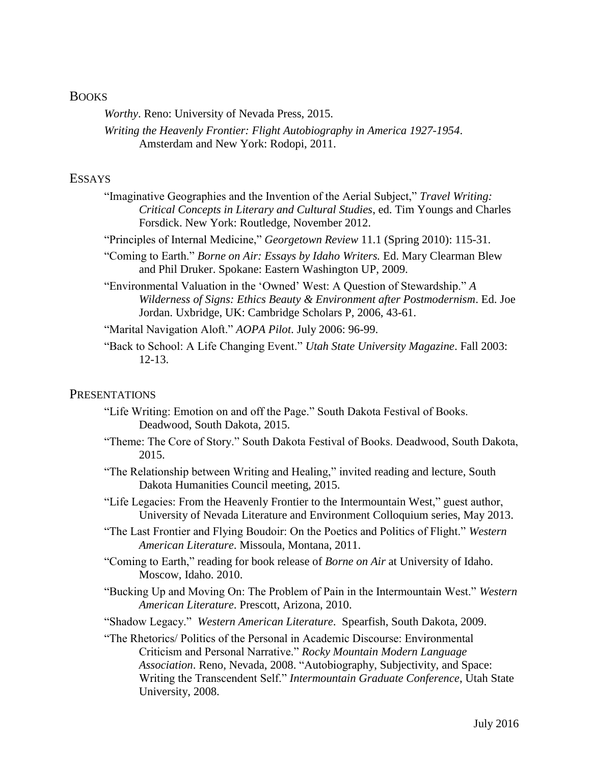## BOOKS

*Worthy*. Reno: University of Nevada Press, 2015.

*Writing the Heavenly Frontier: Flight Autobiography in America 1927-1954*. Amsterdam and New York: Rodopi, 2011.

## ESSAYS

"Imaginative Geographies and the Invention of the Aerial Subject," *Travel Writing: Critical Concepts in Literary and Cultural Studies*, ed. Tim Youngs and Charles Forsdick. New York: Routledge, November 2012.

"Principles of Internal Medicine," *Georgetown Review* 11.1 (Spring 2010): 115-31.

"Coming to Earth." *Borne on Air: Essays by Idaho Writers.* Ed. Mary Clearman Blew and Phil Druker. Spokane: Eastern Washington UP, 2009.

"Environmental Valuation in the 'Owned' West: A Question of Stewardship." *A Wilderness of Signs: Ethics Beauty & Environment after Postmodernism*. Ed. Joe Jordan. Uxbridge, UK: Cambridge Scholars P, 2006, 43-61.

"Marital Navigation Aloft." *AOPA Pilot*. July 2006: 96-99.

"Back to School: A Life Changing Event." *Utah State University Magazine*. Fall 2003: 12-13.

## PRESENTATIONS

"Life Writing: Emotion on and off the Page." South Dakota Festival of Books. Deadwood, South Dakota, 2015.

"Theme: The Core of Story." South Dakota Festival of Books. Deadwood, South Dakota, 2015.

"The Relationship between Writing and Healing," invited reading and lecture, South Dakota Humanities Council meeting, 2015.

"Life Legacies: From the Heavenly Frontier to the Intermountain West," guest author, University of Nevada Literature and Environment Colloquium series, May 2013.

"The Last Frontier and Flying Boudoir: On the Poetics and Politics of Flight." *Western American Literature*. Missoula, Montana, 2011.

"Coming to Earth," reading for book release of *Borne on Air* at University of Idaho. Moscow, Idaho. 2010.

"Bucking Up and Moving On: The Problem of Pain in the Intermountain West." *Western American Literature*. Prescott, Arizona, 2010.

"Shadow Legacy." *Western American Literature*. Spearfish, South Dakota, 2009.

"The Rhetorics/ Politics of the Personal in Academic Discourse: Environmental Criticism and Personal Narrative." *Rocky Mountain Modern Language Association*. Reno, Nevada, 2008. "Autobiography, Subjectivity, and Space: Writing the Transcendent Self." *Intermountain Graduate Conference*, Utah State University, 2008.

July 2016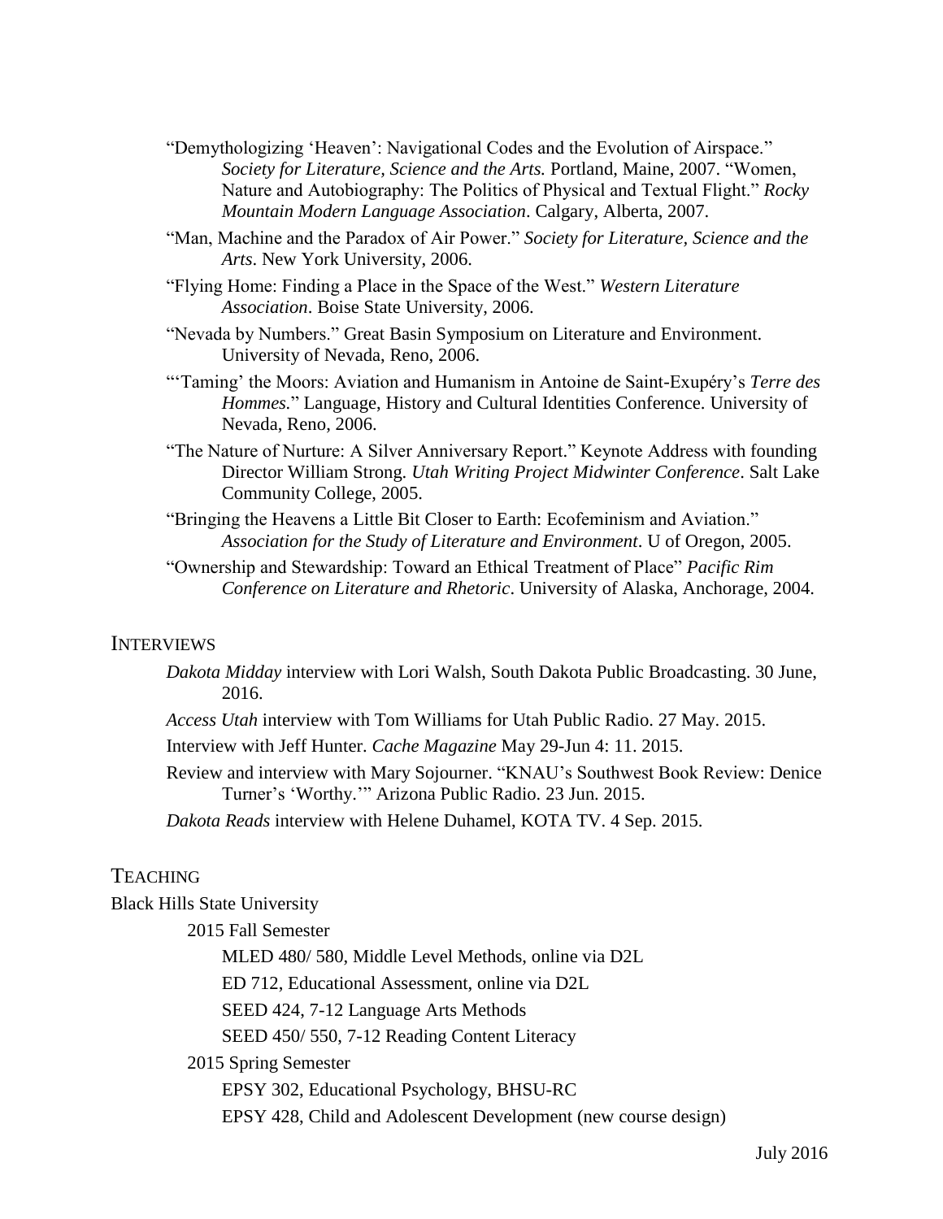"Demythologizing 'Heaven': Navigational Codes and the Evolution of Airspace." *Society for Literature, Science and the Arts.* Portland, Maine, 2007. "Women, Nature and Autobiography: The Politics of Physical and Textual Flight." *Rocky Mountain Modern Language Association*. Calgary, Alberta, 2007.

"Man, Machine and the Paradox of Air Power." *Society for Literature, Science and the Arts*. New York University, 2006.

"Flying Home: Finding a Place in the Space of the West." *Western Literature Association*. Boise State University, 2006.

"Nevada by Numbers." Great Basin Symposium on Literature and Environment. University of Nevada, Reno, 2006.

"'Taming' the Moors: Aviation and Humanism in Antoine de Saint-Exupéry's *Terre des Hommes*." Language, History and Cultural Identities Conference. University of Nevada, Reno, 2006.

"The Nature of Nurture: A Silver Anniversary Report." Keynote Address with founding Director William Strong. *Utah Writing Project Midwinter Conference*. Salt Lake Community College, 2005.

"Bringing the Heavens a Little Bit Closer to Earth: Ecofeminism and Aviation." *Association for the Study of Literature and Environment*. U of Oregon, 2005.

"Ownership and Stewardship: Toward an Ethical Treatment of Place" *Pacific Rim Conference on Literature and Rhetoric*. University of Alaska, Anchorage, 2004.

## Interviews

*Dakota Midday* interview with Lori Walsh, South Dakota Public Broadcasting. 30 June, 2016.

*Access Utah* interview with Tom Williams for Utah Public Radio. 27 May. 2015.

Interview with Jeff Hunter. *Cache Magazine* May 29-Jun 4: 11. 2015.

Review and interview with Mary Sojourner. "KNAU's Southwest Book Review: Denice Turner's 'Worthy.'" Arizona Public Radio. 23 Jun. 2015.

*Dakota Reads* interview with Helene Duhamel, KOTA TV. 4 Sep. 2015.

## Teaching

Black Hills State University

- 2015 Fall Semester
  - MLED 480/ 580, Middle Level Methods, online via D2L
  - ED 712, Educational Assessment, online via D2L
  - SEED 424, 7-12 Language Arts Methods
  - SEED 450/ 550, 7-12 Reading Content Literacy
- 2015 Spring Semester
  - EPSY 302, Educational Psychology, BHSU-RC
  - EPSY 428, Child and Adolescent Development (new course design)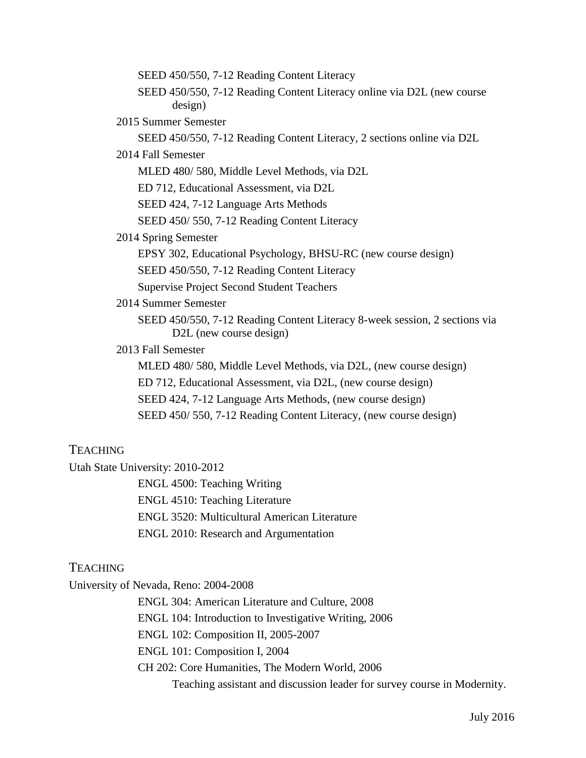SEED 450/550, 7-12 Reading Content Literacy

SEED 450/550, 7-12 Reading Content Literacy online via D2L (new course design)

2015 Summer Semester

SEED 450/550, 7-12 Reading Content Literacy, 2 sections online via D2L

2014 Fall Semester

MLED 480/ 580, Middle Level Methods, via D2L

ED 712, Educational Assessment, via D2L

SEED 424, 7-12 Language Arts Methods

SEED 450/ 550, 7-12 Reading Content Literacy

2014 Spring Semester

EPSY 302, Educational Psychology, BHSU-RC (new course design)

SEED 450/550, 7-12 Reading Content Literacy

Supervise Project Second Student Teachers

2014 Summer Semester

SEED 450/550, 7-12 Reading Content Literacy 8-week session, 2 sections via D2L (new course design)

2013 Fall Semester

MLED 480/ 580, Middle Level Methods, via D2L, (new course design)

ED 712, Educational Assessment, via D2L, (new course design)

SEED 424, 7-12 Language Arts Methods, (new course design)

SEED 450/ 550, 7-12 Reading Content Literacy, (new course design)

## TEACHING

Utah State University: 2010-2012

ENGL 4500: Teaching Writing

ENGL 4510: Teaching Literature

ENGL 3520: Multicultural American Literature

ENGL 2010: Research and Argumentation

## TEACHING

University of Nevada, Reno: 2004-2008

ENGL 304: American Literature and Culture, 2008

ENGL 104: Introduction to Investigative Writing, 2006

ENGL 102: Composition II, 2005-2007

ENGL 101: Composition I, 2004

CH 202: Core Humanities, The Modern World, 2006

Teaching assistant and discussion leader for survey course in Modernity.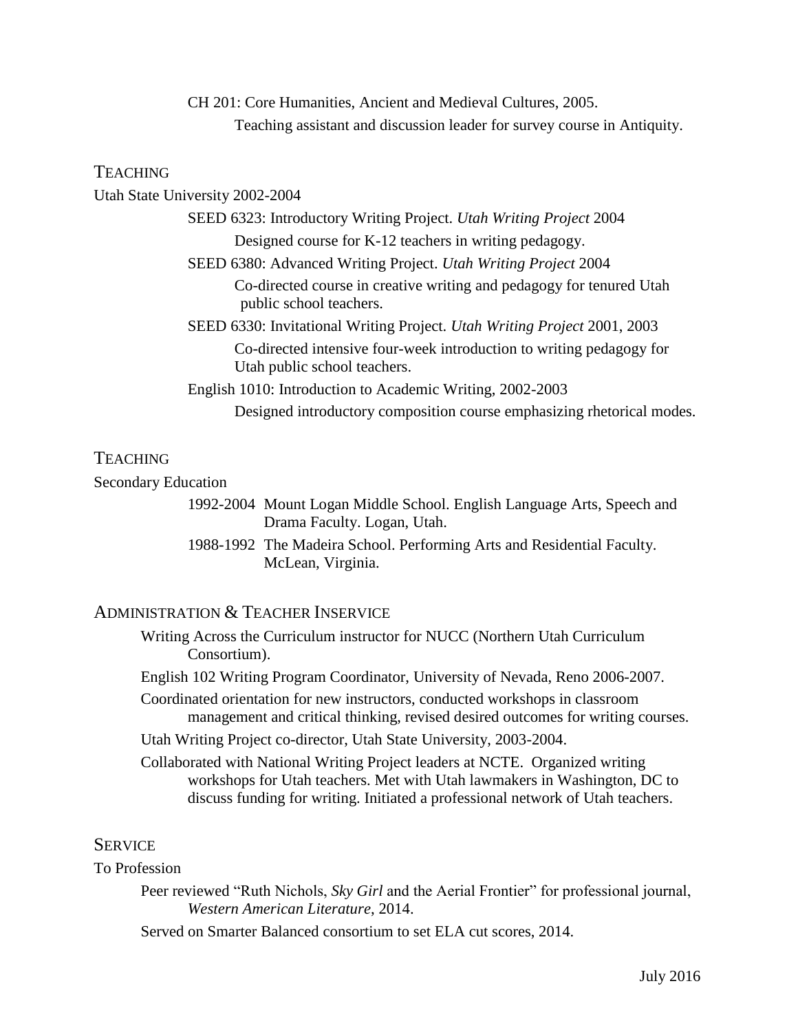CH 201: Core Humanities, Ancient and Medieval Cultures, 2005.

Teaching assistant and discussion leader for survey course in Antiquity.

## TEACHING

Utah State University 2002-2004

SEED 6323: Introductory Writing Project. *Utah Writing Project* 2004

Designed course for K-12 teachers in writing pedagogy.

SEED 6380: Advanced Writing Project. *Utah Writing Project* 2004

Co-directed course in creative writing and pedagogy for tenured Utah public school teachers.

SEED 6330: Invitational Writing Project. *Utah Writing Project* 2001, 2003

Co-directed intensive four-week introduction to writing pedagogy for Utah public school teachers.

English 1010: Introduction to Academic Writing, 2002-2003

Designed introductory composition course emphasizing rhetorical modes.

## TEACHING

Secondary Education

1992-2004 Mount Logan Middle School. English Language Arts, Speech and Drama Faculty. Logan, Utah.

1988-1992 The Madeira School. Performing Arts and Residential Faculty. McLean, Virginia.

## ADMINISTRATION & TEACHER INSERVICE

Writing Across the Curriculum instructor for NUCC (Northern Utah Curriculum Consortium).

English 102 Writing Program Coordinator, University of Nevada, Reno 2006-2007.

Coordinated orientation for new instructors, conducted workshops in classroom management and critical thinking, revised desired outcomes for writing courses.

Utah Writing Project co-director, Utah State University, 2003-2004.

Collaborated with National Writing Project leaders at NCTE. Organized writing workshops for Utah teachers. Met with Utah lawmakers in Washington, DC to discuss funding for writing. Initiated a professional network of Utah teachers.

## SERVICE

To Profession

Peer reviewed "Ruth Nichols, *Sky Girl* and the Aerial Frontier" for professional journal, *Western American Literature*, 2014.

Served on Smarter Balanced consortium to set ELA cut scores, 2014.

July 2016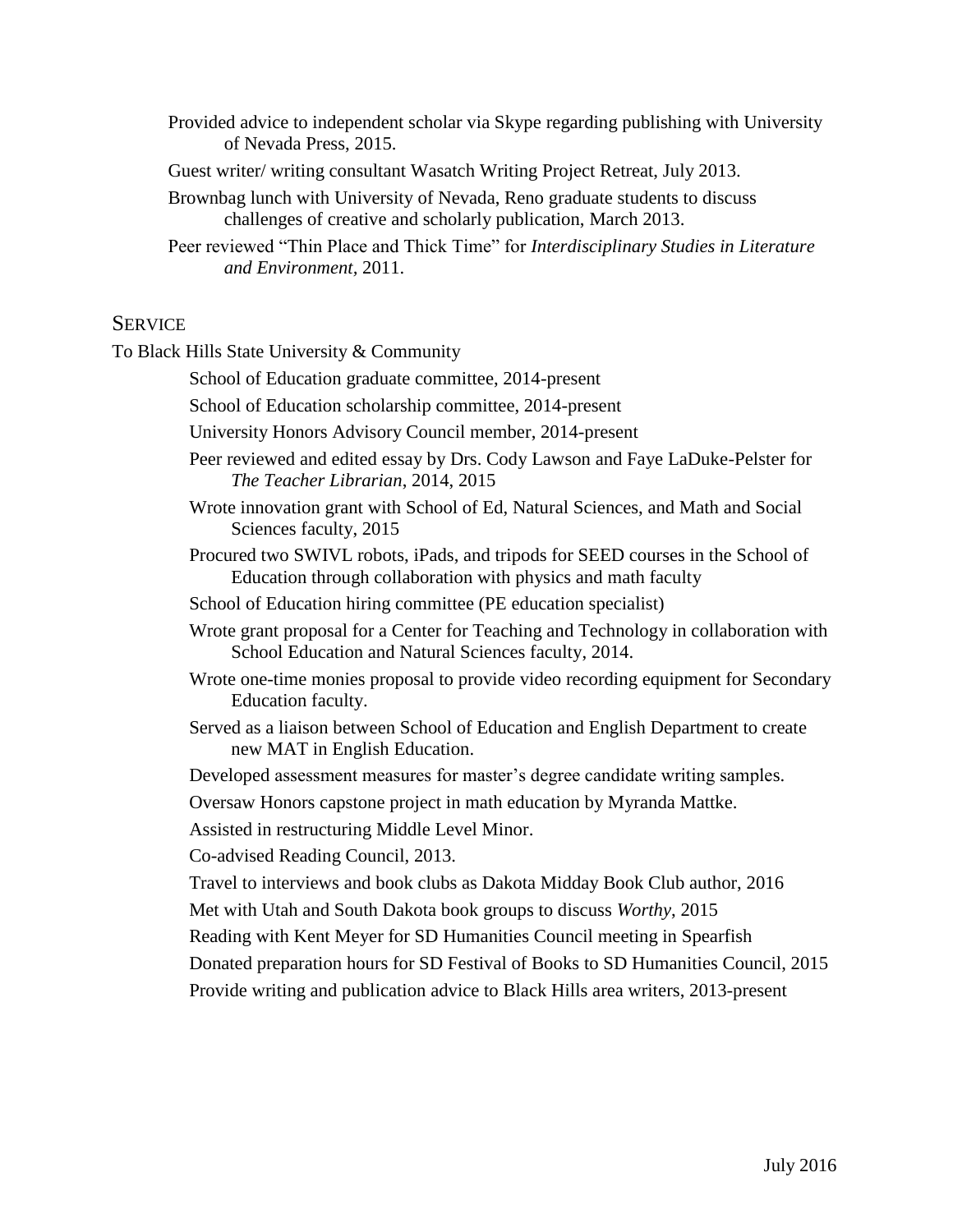Provided advice to independent scholar via Skype regarding publishing with University of Nevada Press, 2015.

Guest writer/ writing consultant Wasatch Writing Project Retreat, July 2013.

Brownbag lunch with University of Nevada, Reno graduate students to discuss challenges of creative and scholarly publication, March 2013.

Peer reviewed "Thin Place and Thick Time" for *Interdisciplinary Studies in Literature and Environment*, 2011.

## SERVICE

To Black Hills State University & Community

School of Education graduate committee, 2014-present

School of Education scholarship committee, 2014-present

University Honors Advisory Council member, 2014-present

Peer reviewed and edited essay by Drs. Cody Lawson and Faye LaDuke-Pelster for *The Teacher Librarian*, 2014, 2015

Wrote innovation grant with School of Ed, Natural Sciences, and Math and Social Sciences faculty, 2015

Procured two SWIVL robots, iPads, and tripods for SEED courses in the School of Education through collaboration with physics and math faculty

School of Education hiring committee (PE education specialist)

Wrote grant proposal for a Center for Teaching and Technology in collaboration with School Education and Natural Sciences faculty, 2014.

Wrote one-time monies proposal to provide video recording equipment for Secondary Education faculty.

Served as a liaison between School of Education and English Department to create new MAT in English Education.

Developed assessment measures for master's degree candidate writing samples.

Oversaw Honors capstone project in math education by Myranda Mattke.

Assisted in restructuring Middle Level Minor.

Co-advised Reading Council, 2013.

Travel to interviews and book clubs as Dakota Midday Book Club author, 2016

Met with Utah and South Dakota book groups to discuss *Worthy*, 2015

Reading with Kent Meyer for SD Humanities Council meeting in Spearfish

Donated preparation hours for SD Festival of Books to SD Humanities Council, 2015

Provide writing and publication advice to Black Hills area writers, 2013-present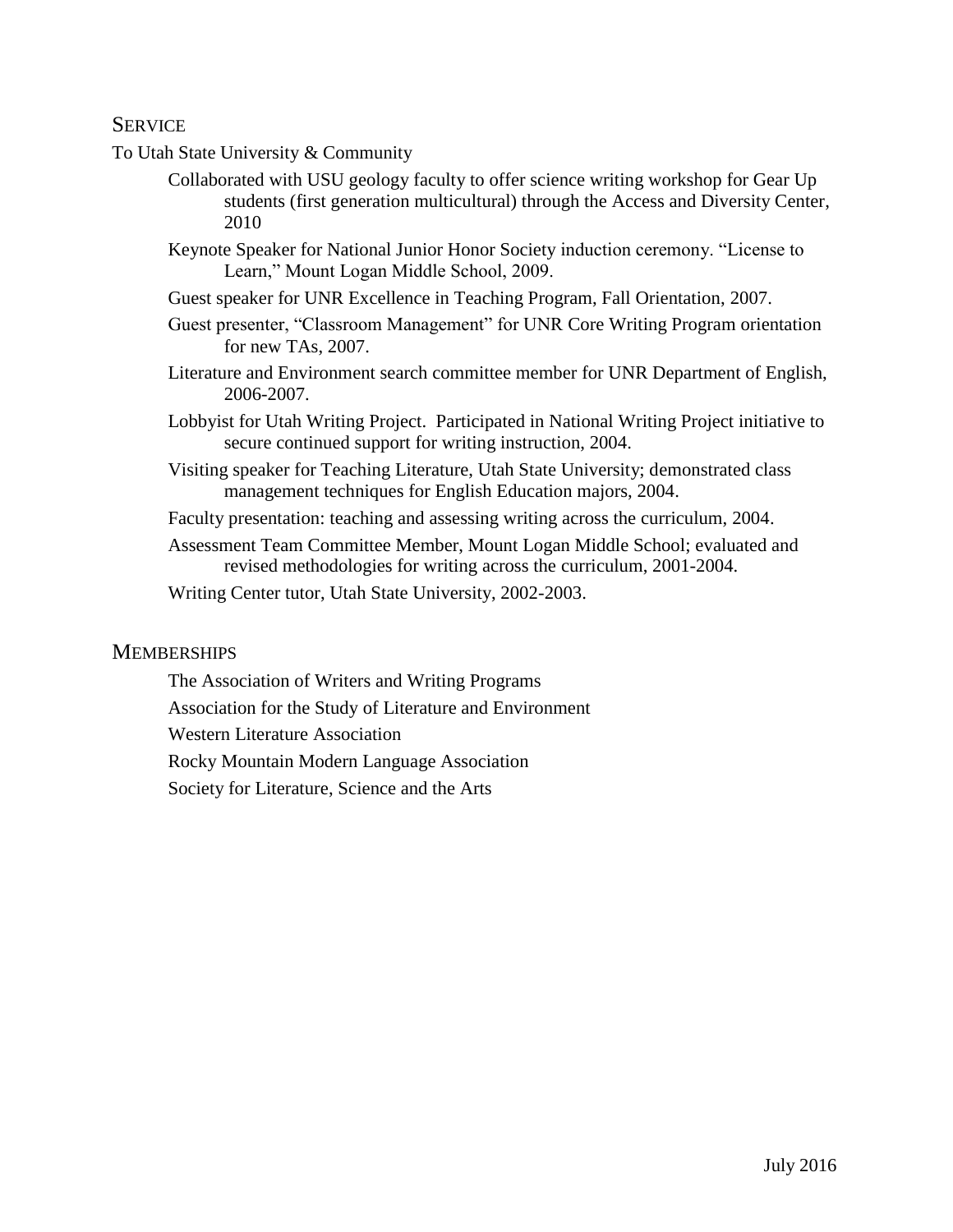## Service

To Utah State University & Community

- Collaborated with USU geology faculty to offer science writing workshop for Gear Up students (first generation multicultural) through the Access and Diversity Center, 2010
- Keynote Speaker for National Junior Honor Society induction ceremony. "License to Learn," Mount Logan Middle School, 2009.
- Guest speaker for UNR Excellence in Teaching Program, Fall Orientation, 2007.
- Guest presenter, "Classroom Management" for UNR Core Writing Program orientation for new TAs, 2007.
- Literature and Environment search committee member for UNR Department of English, 2006-2007.
- Lobbyist for Utah Writing Project. Participated in National Writing Project initiative to secure continued support for writing instruction, 2004.
- Visiting speaker for Teaching Literature, Utah State University; demonstrated class management techniques for English Education majors, 2004.
- Faculty presentation: teaching and assessing writing across the curriculum, 2004.
- Assessment Team Committee Member, Mount Logan Middle School; evaluated and revised methodologies for writing across the curriculum, 2001-2004.
- Writing Center tutor, Utah State University, 2002-2003.

## Memberships

- The Association of Writers and Writing Programs
- Association for the Study of Literature and Environment
- Western Literature Association
- Rocky Mountain Modern Language Association
- Society for Literature, Science and the Arts

July 2016